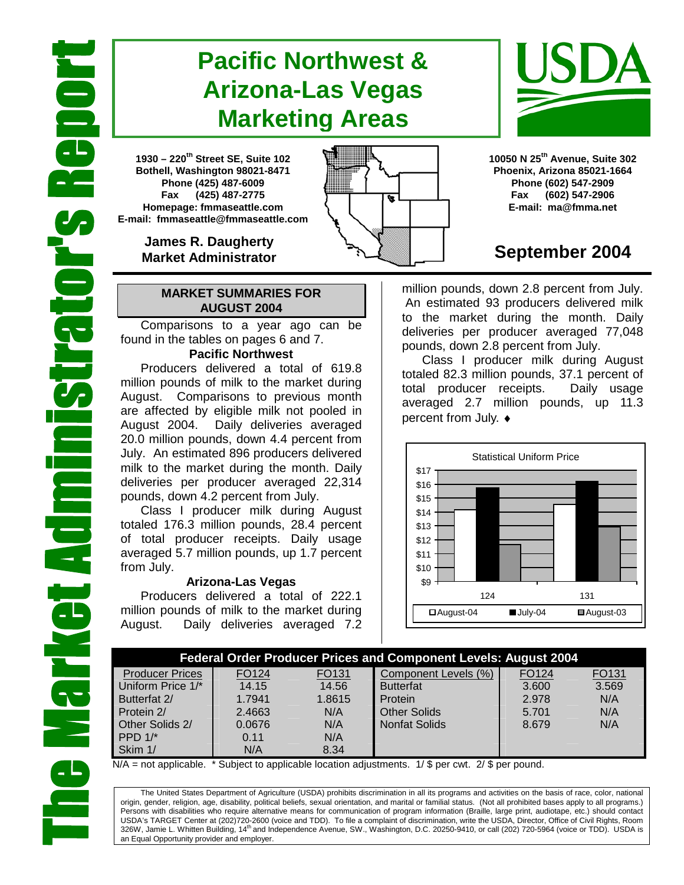# The Market Administrator's Report

# Pacific Northwest & Arizona-Las Vegas Marketing Areas

**1930 – 220th Street SE, Suite 102**
**Bothell, Washington 98021-8471**
**Phone (425) 487-6009**
**Fax (425) 487-2775**
**Homepage: fmmaseattle.com**
**E-mail: fmmaseattle@fmmaseattle.com**

**James R. Daugherty**
**Market Administrator**

**10050 N 25th Avenue, Suite 302**
**Phoenix, Arizona 85021-1664**
**Phone (602) 547-2909**
**Fax (602) 547-2906**
**E-mail: ma@fmma.net**

## September 2004

### MARKET SUMMARIES FOR AUGUST 2004

Comparisons to a year ago can be found in the tables on pages 6 and 7.

**Pacific Northwest**

Producers delivered a total of 619.8 million pounds of milk to the market during August. Comparisons to previous month are affected by eligible milk not pooled in August 2004. Daily deliveries averaged 20.0 million pounds, down 4.4 percent from July. An estimated 896 producers delivered milk to the market during the month. Daily deliveries per producer averaged 22,314 pounds, down 4.2 percent from July.

Class I producer milk during August totaled 176.3 million pounds, 28.4 percent of total producer receipts. Daily usage averaged 5.7 million pounds, up 1.7 percent from July.

**Arizona-Las Vegas**

Producers delivered a total of 222.1 million pounds of milk to the market during August. Daily deliveries averaged 7.2 million pounds, down 2.8 percent from July. An estimated 93 producers delivered milk to the market during the month. Daily deliveries per producer averaged 77,048 pounds, down 2.8 percent from July.

Class I producer milk during August totaled 82.3 million pounds, 37.1 percent of total producer receipts. Daily usage averaged 2.7 million pounds, up 11.3 percent from July. ♦

Statistical Uniform Price

| Order | August-04 | July-04 | August-03 |
|---|---|---|---|
| 124 | | | |
| 131 | | | |

| Federal Order Producer Prices and Component Levels: August 2004 | | | | | |
|---|---|---|---|---|---|
| Producer Prices | FO124 | FO131 | Component Levels (%) | FO124 | FO131 |
| Uniform Price 1/* | 14.15 | 14.56 | Butterfat | 3.600 | 3.569 |
| Butterfat 2/ | 1.7941 | 1.8615 | Protein | 2.978 | N/A |
| Protein 2/ | 2.4663 | N/A | Other Solids | 5.701 | N/A |
| Other Solids 2/ | 0.0676 | N/A | Nonfat Solids | 8.679 | N/A |
| PPD 1/* | 0.11 | N/A | | | |
| Skim 1/ | N/A | 8.34 | | | |

N/A = not applicable. * Subject to applicable location adjustments. 1/ $ per cwt. 2/ $ per pound.

The United States Department of Agriculture (USDA) prohibits discrimination in all its programs and activities on the basis of race, color, national origin, gender, religion, age, disability, political beliefs, sexual orientation, and marital or familial status. (Not all prohibited bases apply to all programs.) Persons with disabilities who require alternative means for communication of program information (Braille, large print, audiotape, etc.) should contact USDA's TARGET Center at (202)720-2600 (voice and TDD). To file a complaint of discrimination, write the USDA, Director, Office of Civil Rights, Room 326W, Jamie L. Whitten Building, 14th and Independence Avenue, SW., Washington, D.C. 20250-9410, or call (202) 720-5964 (voice or TDD). USDA is an Equal Opportunity provider and employer.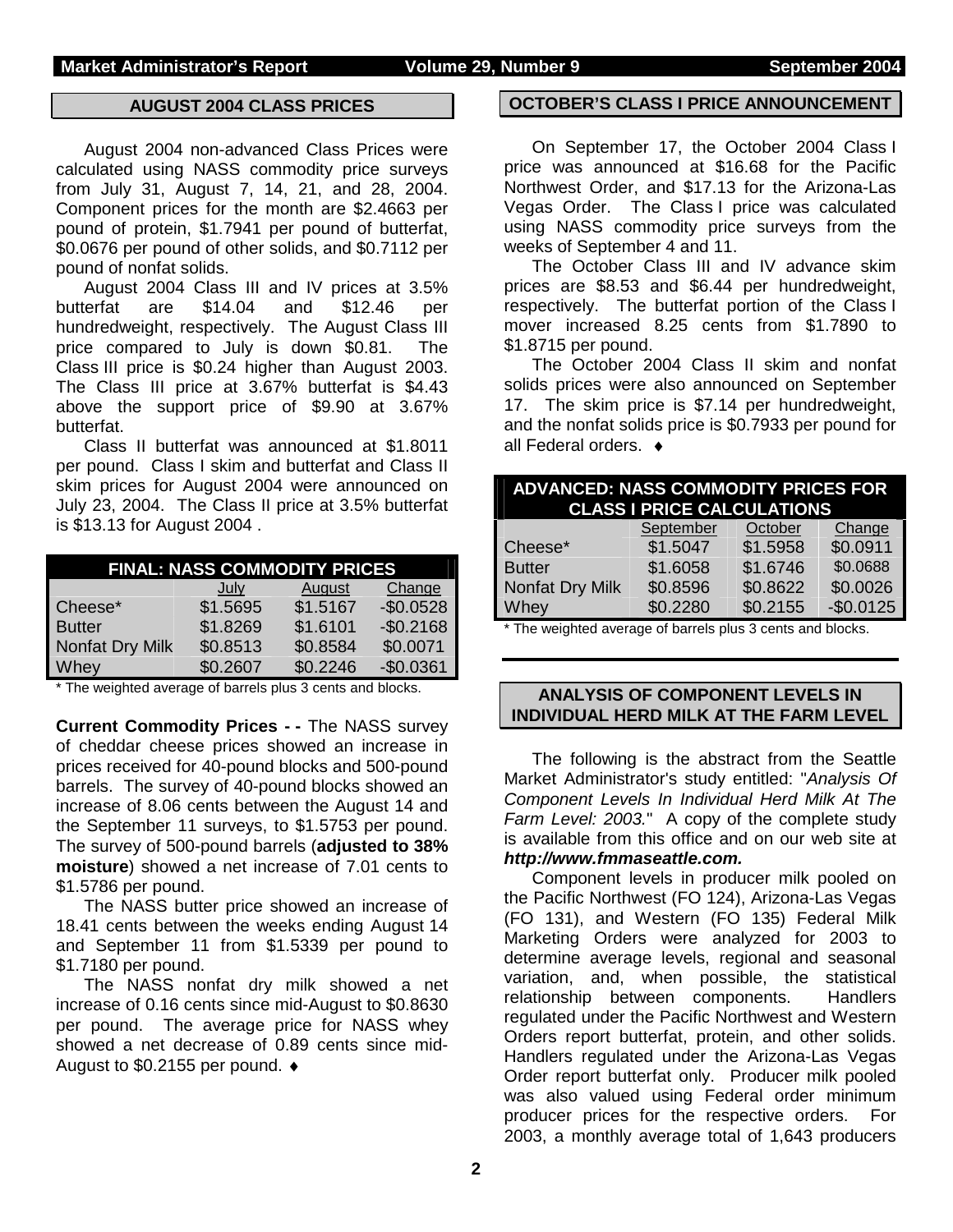## AUGUST 2004 CLASS PRICES

August 2004 non-advanced Class Prices were calculated using NASS commodity price surveys from July 31, August 7, 14, 21, and 28, 2004. Component prices for the month are $2.4663 per pound of protein, $1.7941 per pound of butterfat, $0.0676 per pound of other solids, and $0.7112 per pound of nonfat solids.

August 2004 Class III and IV prices at 3.5% butterfat are $14.04 and $12.46 per hundredweight, respectively. The August Class III price compared to July is down $0.81. The Class III price is $0.24 higher than August 2003. The Class III price at 3.67% butterfat is $4.43 above the support price of $9.90 at 3.67% butterfat.

Class II butterfat was announced at $1.8011 per pound. Class I skim and butterfat and Class II skim prices for August 2004 were announced on July 23, 2004. The Class II price at 3.5% butterfat is $13.13 for August 2004 .

| FINAL: NASS COMMODITY PRICES | | | |
|---|---|---|---|
| | July | August | Change |
| Cheese* | $1.5695 | $1.5167 | -$0.0528 |
| Butter | $1.8269 | $1.6101 | -$0.2168 |
| Nonfat Dry Milk | $0.8513 | $0.8584 | $0.0071 |
| Whey | $0.2607 | $0.2246 | -$0.0361 |

* The weighted average of barrels plus 3 cents and blocks.

**Current Commodity Prices - -** The NASS survey of cheddar cheese prices showed an increase in prices received for 40-pound blocks and 500-pound barrels. The survey of 40-pound blocks showed an increase of 8.06 cents between the August 14 and the September 11 surveys, to $1.5753 per pound. The survey of 500-pound barrels (**adjusted to 38% moisture**) showed a net increase of 7.01 cents to $1.5786 per pound.

The NASS butter price showed an increase of 18.41 cents between the weeks ending August 14 and September 11 from $1.5339 per pound to $1.7180 per pound.

The NASS nonfat dry milk showed a net increase of 0.16 cents since mid-August to $0.8630 per pound. The average price for NASS whey showed a net decrease of 0.89 cents since mid-August to $0.2155 per pound. ♦

## OCTOBER'S CLASS I PRICE ANNOUNCEMENT

On September 17, the October 2004 Class I price was announced at $16.68 for the Pacific Northwest Order, and $17.13 for the Arizona-Las Vegas Order. The Class I price was calculated using NASS commodity price surveys from the weeks of September 4 and 11.

The October Class III and IV advance skim prices are $8.53 and $6.44 per hundredweight, respectively. The butterfat portion of the Class I mover increased 8.25 cents from $1.7890 to $1.8715 per pound.

The October 2004 Class II skim and nonfat solids prices were also announced on September 17. The skim price is $7.14 per hundredweight, and the nonfat solids price is $0.7933 per pound for all Federal orders. ♦

| ADVANCED: NASS COMMODITY PRICES FOR CLASS I PRICE CALCULATIONS | | | |
|---|---|---|---|
| | September | October | Change |
| Cheese* | $1.5047 | $1.5958 | $0.0911 |
| Butter | $1.6058 | $1.6746 | $0.0688 |
| Nonfat Dry Milk | $0.8596 | $0.8622 | $0.0026 |
| Whey | $0.2280 | $0.2155 | -$0.0125 |

* The weighted average of barrels plus 3 cents and blocks.

## ANALYSIS OF COMPONENT LEVELS IN INDIVIDUAL HERD MILK AT THE FARM LEVEL

The following is the abstract from the Seattle Market Administrator's study entitled: "*Analysis Of Component Levels In Individual Herd Milk At The Farm Level: 2003*." A copy of the complete study is available from this office and on our web site at ***http://www.fmmaseattle.com.***

Component levels in producer milk pooled on the Pacific Northwest (FO 124), Arizona-Las Vegas (FO 131), and Western (FO 135) Federal Milk Marketing Orders were analyzed for 2003 to determine average levels, regional and seasonal variation, and, when possible, the statistical relationship between components. Handlers regulated under the Pacific Northwest and Western Orders report butterfat, protein, and other solids. Handlers regulated under the Arizona-Las Vegas Order report butterfat only. Producer milk pooled was also valued using Federal order minimum producer prices for the respective orders. For 2003, a monthly average total of 1,643 producers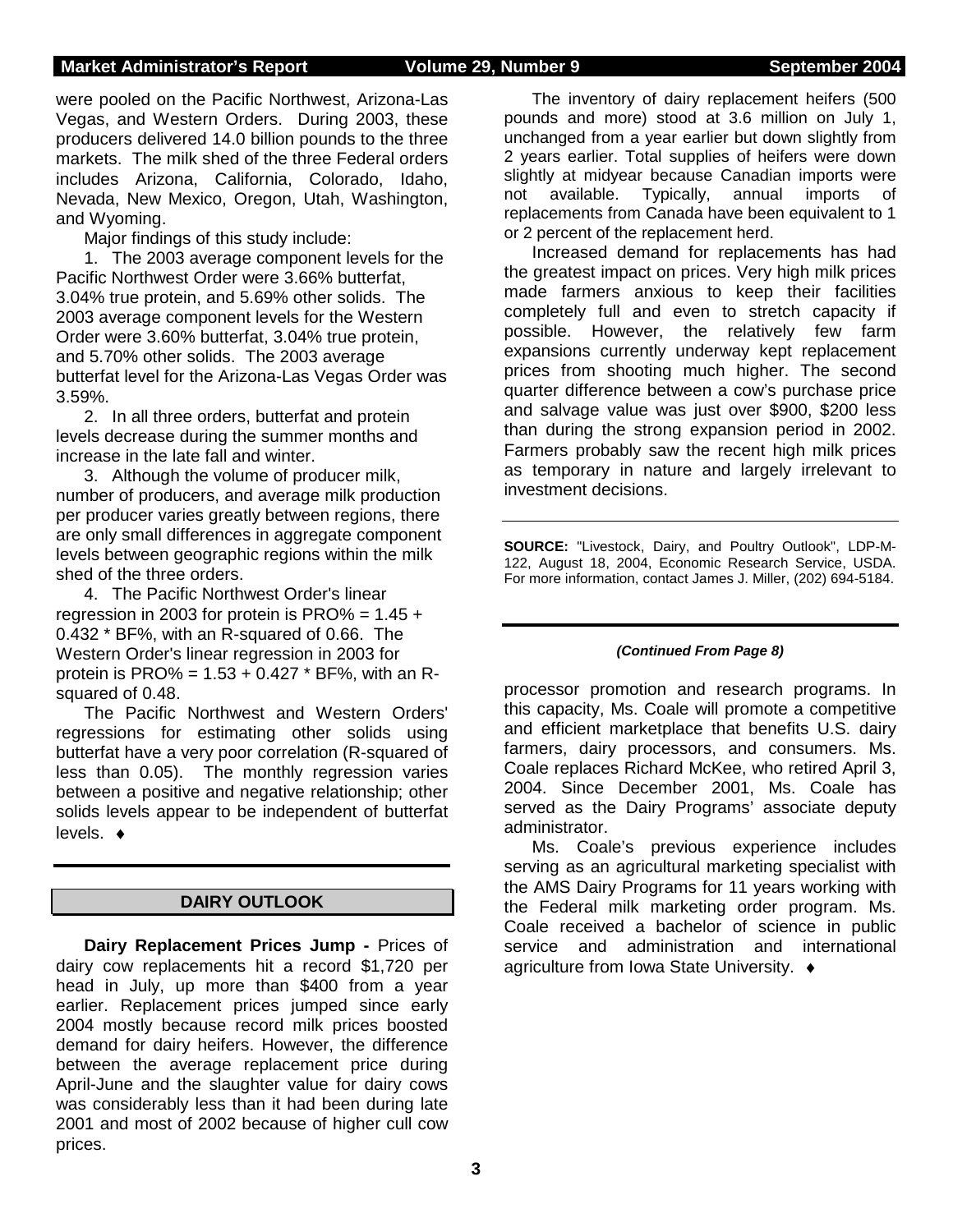were pooled on the Pacific Northwest, Arizona-Las Vegas, and Western Orders. During 2003, these producers delivered 14.0 billion pounds to the three markets. The milk shed of the three Federal orders includes Arizona, California, Colorado, Idaho, Nevada, New Mexico, Oregon, Utah, Washington, and Wyoming.

Major findings of this study include:

1. The 2003 average component levels for the Pacific Northwest Order were 3.66% butterfat, 3.04% true protein, and 5.69% other solids. The 2003 average component levels for the Western Order were 3.60% butterfat, 3.04% true protein, and 5.70% other solids. The 2003 average butterfat level for the Arizona-Las Vegas Order was 3.59%.

2. In all three orders, butterfat and protein levels decrease during the summer months and increase in the late fall and winter.

3. Although the volume of producer milk, number of producers, and average milk production per producer varies greatly between regions, there are only small differences in aggregate component levels between geographic regions within the milk shed of the three orders.

4. The Pacific Northwest Order's linear regression in 2003 for protein is $PRO\% = 1.45 + 0.432 * BF\%$, with an R-squared of 0.66. The Western Order's linear regression in 2003 for protein is $PRO\% = 1.53 + 0.427 * BF\%$, with an R-squared of 0.48.

The Pacific Northwest and Western Orders' regressions for estimating other solids using butterfat have a very poor correlation (R-squared of less than 0.05). The monthly regression varies between a positive and negative relationship; other solids levels appear to be independent of butterfat levels. ♦

## DAIRY OUTLOOK

**Dairy Replacement Prices Jump -** Prices of dairy cow replacements hit a record $1,720 per head in July, up more than $400 from a year earlier. Replacement prices jumped since early 2004 mostly because record milk prices boosted demand for dairy heifers. However, the difference between the average replacement price during April-June and the slaughter value for dairy cows was considerably less than it had been during late 2001 and most of 2002 because of higher cull cow prices.

The inventory of dairy replacement heifers (500 pounds and more) stood at 3.6 million on July 1, unchanged from a year earlier but down slightly from 2 years earlier. Total supplies of heifers were down slightly at midyear because Canadian imports were not available. Typically, annual imports of replacements from Canada have been equivalent to 1 or 2 percent of the replacement herd.

Increased demand for replacements has had the greatest impact on prices. Very high milk prices made farmers anxious to keep their facilities completely full and even to stretch capacity if possible. However, the relatively few farm expansions currently underway kept replacement prices from shooting much higher. The second quarter difference between a cow's purchase price and salvage value was just over $900, $200 less than during the strong expansion period in 2002. Farmers probably saw the recent high milk prices as temporary in nature and largely irrelevant to investment decisions.

**SOURCE:** "Livestock, Dairy, and Poultry Outlook", LDP-M-122, August 18, 2004, Economic Research Service, USDA. For more information, contact James J. Miller, (202) 694-5184.

***(Continued From Page 8)***

processor promotion and research programs. In this capacity, Ms. Coale will promote a competitive and efficient marketplace that benefits U.S. dairy farmers, dairy processors, and consumers. Ms. Coale replaces Richard McKee, who retired April 3, 2004. Since December 2001, Ms. Coale has served as the Dairy Programs' associate deputy administrator.

Ms. Coale's previous experience includes serving as an agricultural marketing specialist with the AMS Dairy Programs for 11 years working with the Federal milk marketing order program. Ms. Coale received a bachelor of science in public service and administration and international agriculture from Iowa State University. ♦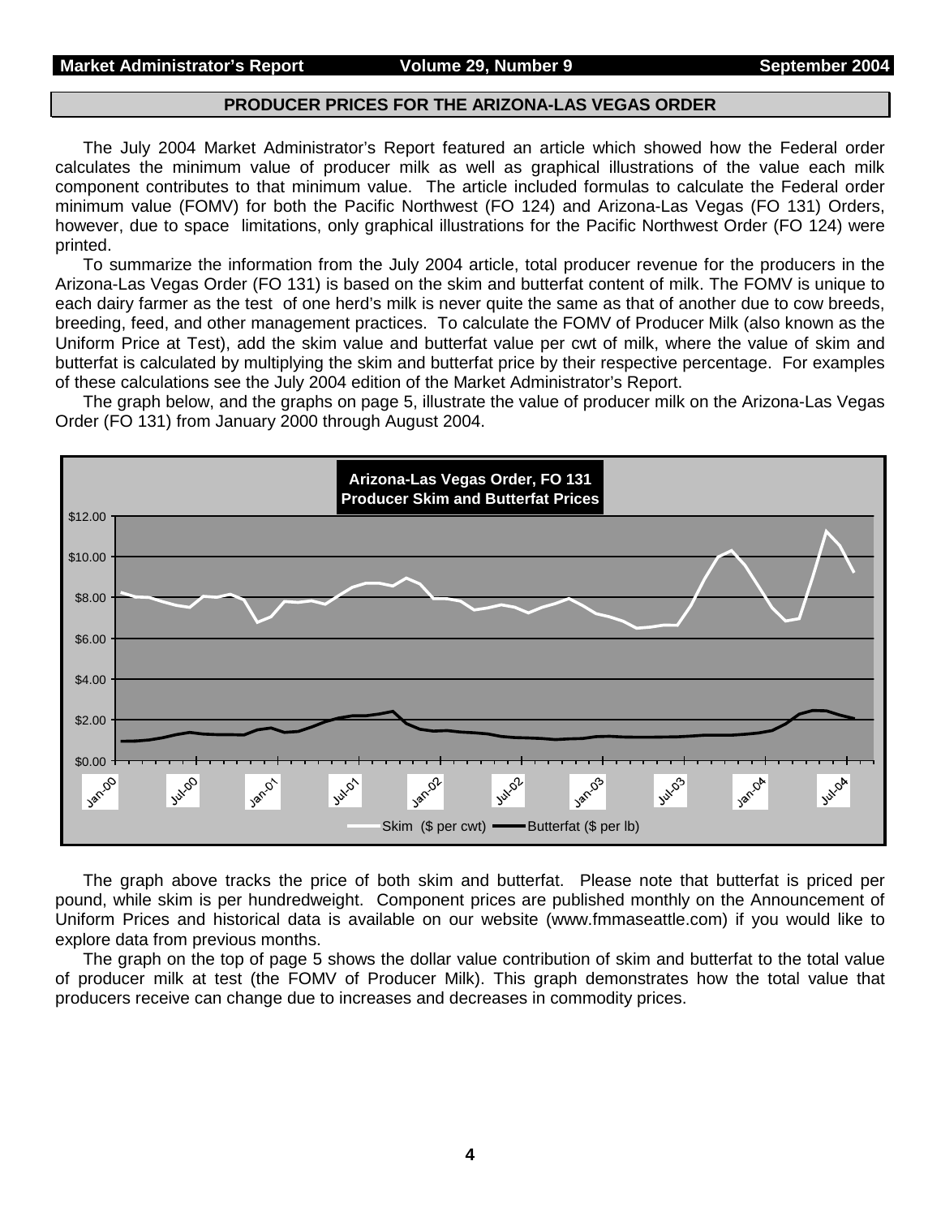## PRODUCER PRICES FOR THE ARIZONA-LAS VEGAS ORDER

The July 2004 Market Administrator's Report featured an article which showed how the Federal order calculates the minimum value of producer milk as well as graphical illustrations of the value each milk component contributes to that minimum value. The article included formulas to calculate the Federal order minimum value (FOMV) for both the Pacific Northwest (FO 124) and Arizona-Las Vegas (FO 131) Orders, however, due to space limitations, only graphical illustrations for the Pacific Northwest Order (FO 124) were printed.

To summarize the information from the July 2004 article, total producer revenue for the producers in the Arizona-Las Vegas Order (FO 131) is based on the skim and butterfat content of milk. The FOMV is unique to each dairy farmer as the test of one herd's milk is never quite the same as that of another due to cow breeds, breeding, feed, and other management practices. To calculate the FOMV of Producer Milk (also known as the Uniform Price at Test), add the skim value and butterfat value per cwt of milk, where the value of skim and butterfat is calculated by multiplying the skim and butterfat price by their respective percentage. For examples of these calculations see the July 2004 edition of the Market Administrator's Report.

The graph below, and the graphs on page 5, illustrate the value of producer milk on the Arizona-Las Vegas Order (FO 131) from January 2000 through August 2004.

**Arizona-Las Vegas Order, FO 131**
**Producer Skim and Butterfat Prices**

(Chart: Skim ($ per cwt) and Butterfat ($ per lb), Jan-00 through Jul-04; y-axis $0.00 to $12.00)

The graph above tracks the price of both skim and butterfat. Please note that butterfat is priced per pound, while skim is per hundredweight. Component prices are published monthly on the Announcement of Uniform Prices and historical data is available on our website (www.fmmaseattle.com) if you would like to explore data from previous months.

The graph on the top of page 5 shows the dollar value contribution of skim and butterfat to the total value of producer milk at test (the FOMV of Producer Milk). This graph demonstrates how the total value that producers receive can change due to increases and decreases in commodity prices.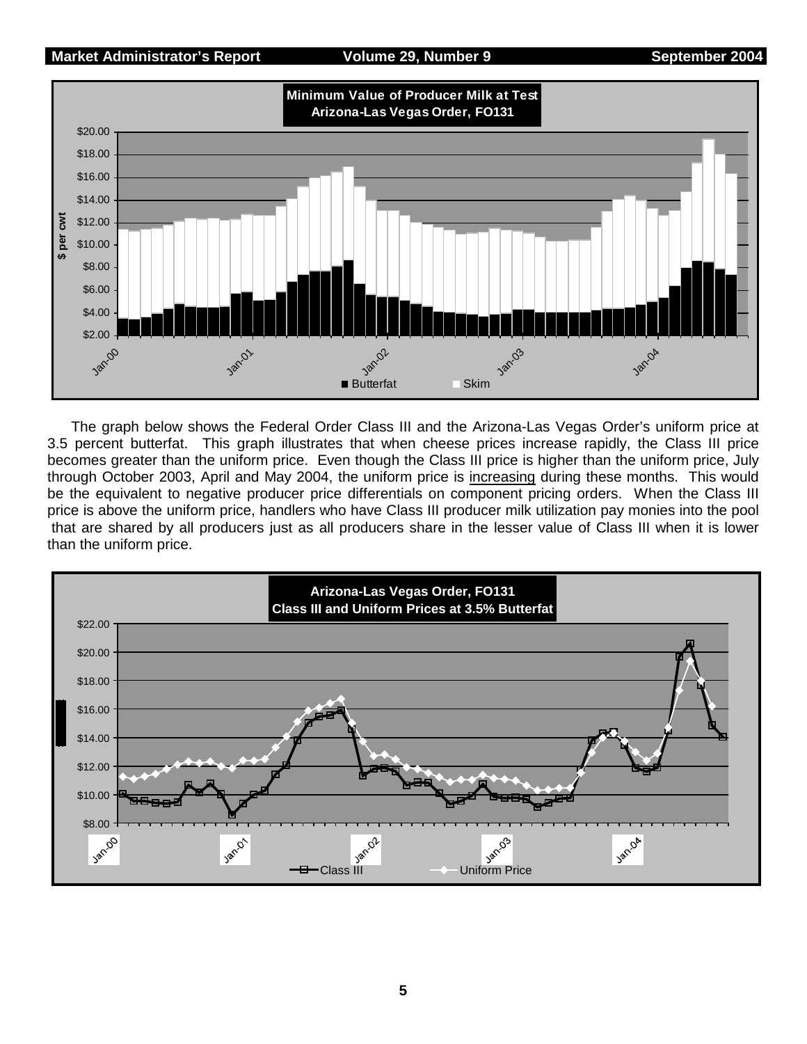**Minimum Value of Producer Milk at Test**
**Arizona-Las Vegas Order, FO131**

The graph below shows the Federal Order Class III and the Arizona-Las Vegas Order's uniform price at 3.5 percent butterfat. This graph illustrates that when cheese prices increase rapidly, the Class III price becomes greater than the uniform price. Even though the Class III price is higher than the uniform price, July through October 2003, April and May 2004, the uniform price is increasing during these months. This would be the equivalent to negative producer price differentials on component pricing orders. When the Class III price is above the uniform price, handlers who have Class III producer milk utilization pay monies into the pool that are shared by all producers just as all producers share in the lesser value of Class III when it is lower than the uniform price.

**Arizona-Las Vegas Order, FO131**
**Class III and Uniform Prices at 3.5% Butterfat**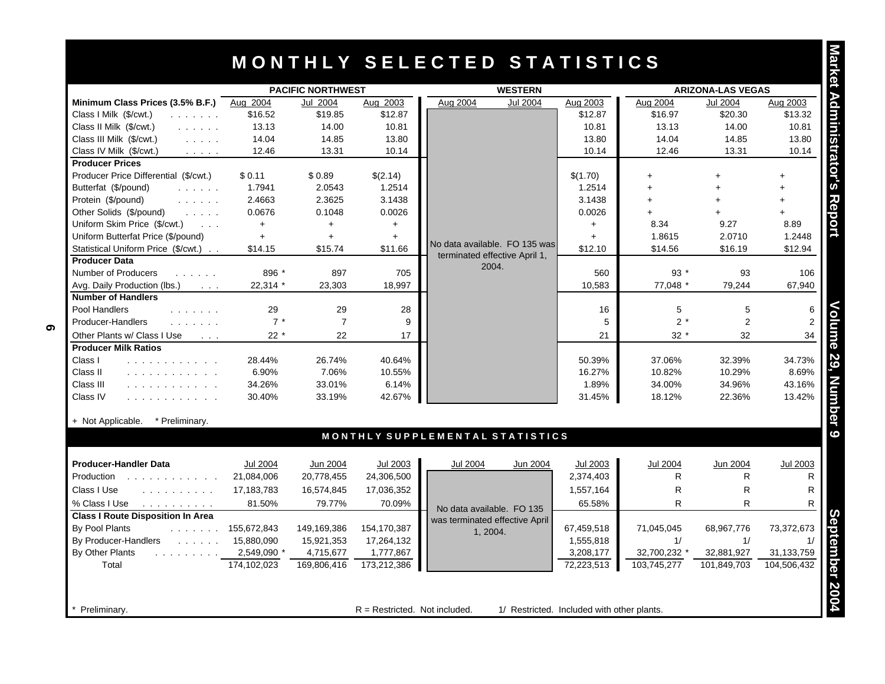# MONTHLY SELECTED STATISTICS

| Minimum Class Prices (3.5% B.F.) | PACIFIC NORTHWEST Aug 2004 | Jul 2004 | Aug 2003 | WESTERN Aug 2004 | Jul 2004 | Aug 2003 | ARIZONA-LAS VEGAS Aug 2004 | Jul 2004 | Aug 2003 |
|---|---|---|---|---|---|---|---|---|---|
| Class I Milk ($/cwt.) | $16.52 | $19.85 | $12.87 | No data available. FO 135 was terminated effective April 1, 2004. | | $12.87 | $16.97 | $20.30 | $13.32 |
| Class II Milk ($/cwt.) | 13.13 | 14.00 | 10.81 | | | 10.81 | 13.13 | 14.00 | 10.81 |
| Class III Milk ($/cwt.) | 14.04 | 14.85 | 13.80 | | | 13.80 | 14.04 | 14.85 | 13.80 |
| Class IV Milk ($/cwt.) | 12.46 | 13.31 | 10.14 | | | 10.14 | 12.46 | 13.31 | 10.14 |
| **Producer Prices** | | | | | | | | | |
| Producer Price Differential ($/cwt.) | $ 0.11 | $ 0.89 | $(2.14) | | | $(1.70) | + | + | + |
| Butterfat ($/pound) | 1.7941 | 2.0543 | 1.2514 | | | 1.2514 | + | + | + |
| Protein ($/pound) | 2.4663 | 2.3625 | 3.1438 | | | 3.1438 | + | + | + |
| Other Solids ($/pound) | 0.0676 | 0.1048 | 0.0026 | | | 0.0026 | + | + | + |
| Uniform Skim Price ($/cwt.) | + | + | + | | | + | 8.34 | 9.27 | 8.89 |
| Uniform Butterfat Price ($/pound) | + | + | + | | | + | 1.8615 | 2.0710 | 1.2448 |
| Statistical Uniform Price ($/cwt.) | $14.15 | $15.74 | $11.66 | | | $12.10 | $14.56 | $16.19 | $12.94 |
| **Producer Data** | | | | | | | | | |
| Number of Producers | 896 * | 897 | 705 | | | 560 | 93 * | 93 | 106 |
| Avg. Daily Production (lbs.) | 22,314 * | 23,303 | 18,997 | | | 10,583 | 77,048 * | 79,244 | 67,940 |
| **Number of Handlers** | | | | | | | | | |
| Pool Handlers | 29 | 29 | 28 | | | 16 | 5 | 5 | 6 |
| Producer-Handlers | 7 * | 7 | 9 | | | 5 | 2 * | 2 | 2 |
| Other Plants w/ Class I Use | 22 * | 22 | 17 | | | 21 | 32 * | 32 | 34 |
| **Producer Milk Ratios** | | | | | | | | | |
| Class I | 28.44% | 26.74% | 40.64% | | | 50.39% | 37.06% | 32.39% | 34.73% |
| Class II | 6.90% | 7.06% | 10.55% | | | 16.27% | 10.82% | 10.29% | 8.69% |
| Class III | 34.26% | 33.01% | 6.14% | | | 1.89% | 34.00% | 34.96% | 43.16% |
| Class IV | 30.40% | 33.19% | 42.67% | | | 31.45% | 18.12% | 22.36% | 13.42% |

+ Not Applicable. * Preliminary.

## MONTHLY SUPPLEMENTAL STATISTICS

| Producer-Handler Data | PACIFIC NORTHWEST Jul 2004 | Jun 2004 | Jul 2003 | WESTERN Jul 2004 | Jun 2004 | Jul 2003 | ARIZONA-LAS VEGAS Jul 2004 | Jun 2004 | Jul 2003 |
|---|---|---|---|---|---|---|---|---|---|
| Production | 21,084,006 | 20,778,455 | 24,306,500 | No data available. FO 135 was terminated effective April 1, 2004. | | 2,374,403 | R | R | R |
| Class I Use | 17,183,783 | 16,574,845 | 17,036,352 | | | 1,557,164 | R | R | R |
| % Class I Use | 81.50% | 79.77% | 70.09% | | | 65.58% | R | R | R |
| **Class I Route Disposition In Area** | | | | | | | | | |
| By Pool Plants | 155,672,843 | 149,169,386 | 154,170,387 | | | 67,459,518 | 71,045,045 | 68,967,776 | 73,372,673 |
| By Producer-Handlers | 15,880,090 | 15,921,353 | 17,264,132 | | | 1,555,818 | 1/ | 1/ | 1/ |
| By Other Plants | 2,549,090 * | 4,715,677 | 1,777,867 | | | 3,208,177 | 32,700,232 * | 32,881,927 | 31,133,759 |
| Total | 174,102,023 | 169,806,416 | 173,212,386 | | | 72,223,513 | 103,745,277 | 101,849,703 | 104,506,432 |

\* Preliminary. R = Restricted. Not included. 1/ Restricted. Included with other plants.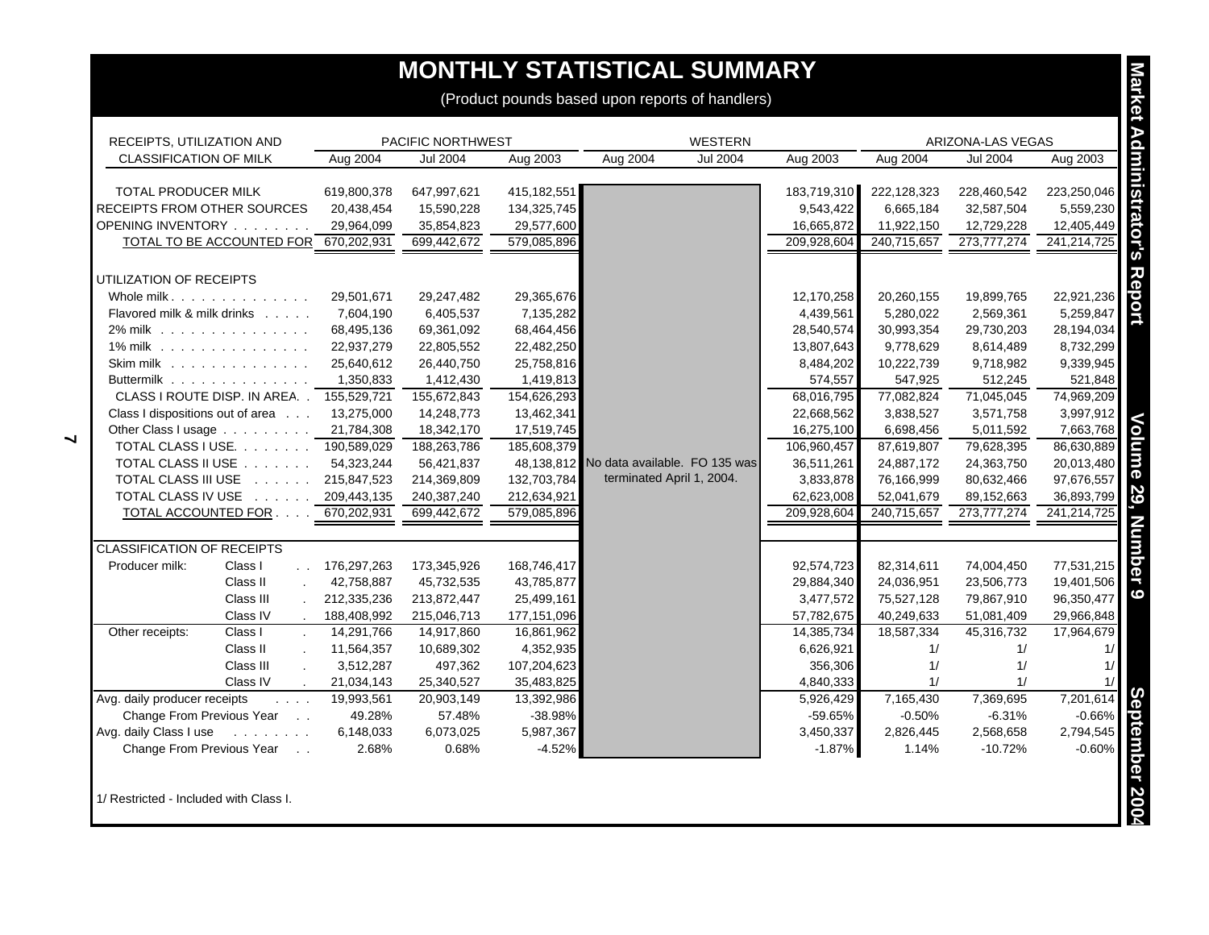# MONTHLY STATISTICAL SUMMARY

(Product pounds based upon reports of handlers)

| RECEIPTS, UTILIZATION AND CLASSIFICATION OF MILK | | PACIFIC NORTHWEST Aug 2004 | PACIFIC NORTHWEST Jul 2004 | PACIFIC NORTHWEST Aug 2003 | WESTERN Aug 2004 | WESTERN Jul 2004 | WESTERN Aug 2003 | ARIZONA-LAS VEGAS Aug 2004 | ARIZONA-LAS VEGAS Jul 2004 | ARIZONA-LAS VEGAS Aug 2003 |
|---|---|---|---|---|---|---|---|---|---|---|
| TOTAL PRODUCER MILK | | 619,800,378 | 647,997,621 | 415,182,551 | | | 183,719,310 | 222,128,323 | 228,460,542 | 223,250,046 |
| RECEIPTS FROM OTHER SOURCES | | 20,438,454 | 15,590,228 | 134,325,745 | | | 9,543,422 | 6,665,184 | 32,587,504 | 5,559,230 |
| OPENING INVENTORY | | 29,964,099 | 35,854,823 | 29,577,600 | | | 16,665,872 | 11,922,150 | 12,729,228 | 12,405,449 |
| TOTAL TO BE ACCOUNTED FOR | | 670,202,931 | 699,442,672 | 579,085,896 | | | 209,928,604 | 240,715,657 | 273,777,274 | 241,214,725 |
| UTILIZATION OF RECEIPTS | | | | | | | | | | |
| Whole milk | | 29,501,671 | 29,247,482 | 29,365,676 | | | 12,170,258 | 20,260,155 | 19,899,765 | 22,921,236 |
| Flavored milk & milk drinks | | 7,604,190 | 6,405,537 | 7,135,282 | | | 4,439,561 | 5,280,022 | 2,569,361 | 5,259,847 |
| 2% milk | | 68,495,136 | 69,361,092 | 68,464,456 | | | 28,540,574 | 30,993,354 | 29,730,203 | 28,194,034 |
| 1% milk | | 22,937,279 | 22,805,552 | 22,482,250 | | | 13,807,643 | 9,778,629 | 8,614,489 | 8,732,299 |
| Skim milk | | 25,640,612 | 26,440,750 | 25,758,816 | | | 8,484,202 | 10,222,739 | 9,718,982 | 9,339,945 |
| Buttermilk | | 1,350,833 | 1,412,430 | 1,419,813 | | | 574,557 | 547,925 | 512,245 | 521,848 |
| CLASS I ROUTE DISP. IN AREA | | 155,529,721 | 155,672,843 | 154,626,293 | | | 68,016,795 | 77,082,824 | 71,045,045 | 74,969,209 |
| Class I dispositions out of area | | 13,275,000 | 14,248,773 | 13,462,341 | | | 22,668,562 | 3,838,527 | 3,571,758 | 3,997,912 |
| Other Class I usage | | 21,784,308 | 18,342,170 | 17,519,745 | | | 16,275,100 | 6,698,456 | 5,011,592 | 7,663,768 |
| TOTAL CLASS I USE | | 190,589,029 | 188,263,786 | 185,608,379 | | | 106,960,457 | 87,619,807 | 79,628,395 | 86,630,889 |
| TOTAL CLASS II USE | | 54,323,244 | 56,421,837 | 48,138,812 | No data available. FO 135 was terminated April 1, 2004. | | 36,511,261 | 24,887,172 | 24,363,750 | 20,013,480 |
| TOTAL CLASS III USE | | 215,847,523 | 214,369,809 | 132,703,784 | | | 3,833,878 | 76,166,999 | 80,632,466 | 97,676,557 |
| TOTAL CLASS IV USE | | 209,443,135 | 240,387,240 | 212,634,921 | | | 62,623,008 | 52,041,679 | 89,152,663 | 36,893,799 |
| TOTAL ACCOUNTED FOR | | 670,202,931 | 699,442,672 | 579,085,896 | | | 209,928,604 | 240,715,657 | 273,777,274 | 241,214,725 |
| CLASSIFICATION OF RECEIPTS | | | | | | | | | | |
| Producer milk: | Class I | 176,297,263 | 173,345,926 | 168,746,417 | | | 92,574,723 | 82,314,611 | 74,004,450 | 77,531,215 |
| | Class II | 42,758,887 | 45,732,535 | 43,785,877 | | | 29,884,340 | 24,036,951 | 23,506,773 | 19,401,506 |
| | Class III | 212,335,236 | 213,872,447 | 25,499,161 | | | 3,477,572 | 75,527,128 | 79,867,910 | 96,350,477 |
| | Class IV | 188,408,992 | 215,046,713 | 177,151,096 | | | 57,782,675 | 40,249,633 | 51,081,409 | 29,966,848 |
| Other receipts: | Class I | 14,291,766 | 14,917,860 | 16,861,962 | | | 14,385,734 | 18,587,334 | 45,316,732 | 17,964,679 |
| | Class II | 11,564,357 | 10,689,302 | 4,352,935 | | | 6,626,921 | 1/ | 1/ | 1/ |
| | Class III | 3,512,287 | 497,362 | 107,204,623 | | | 356,306 | 1/ | 1/ | 1/ |
| | Class IV | 21,034,143 | 25,340,527 | 35,483,825 | | | 4,840,333 | 1/ | 1/ | 1/ |
| Avg. daily producer receipts | | 19,993,561 | 20,903,149 | 13,392,986 | | | 5,926,429 | 7,165,430 | 7,369,695 | 7,201,614 |
| Change From Previous Year | | 49.28% | 57.48% | -38.98% | | | -59.65% | -0.50% | -6.31% | -0.66% |
| Avg. daily Class I use | | 6,148,033 | 6,073,025 | 5,987,367 | | | 3,450,337 | 2,826,445 | 2,568,658 | 2,794,545 |
| Change From Previous Year | | 2.68% | 0.68% | -4.52% | | | -1.87% | 1.14% | -10.72% | -0.60% |

1/ Restricted - Included with Class I.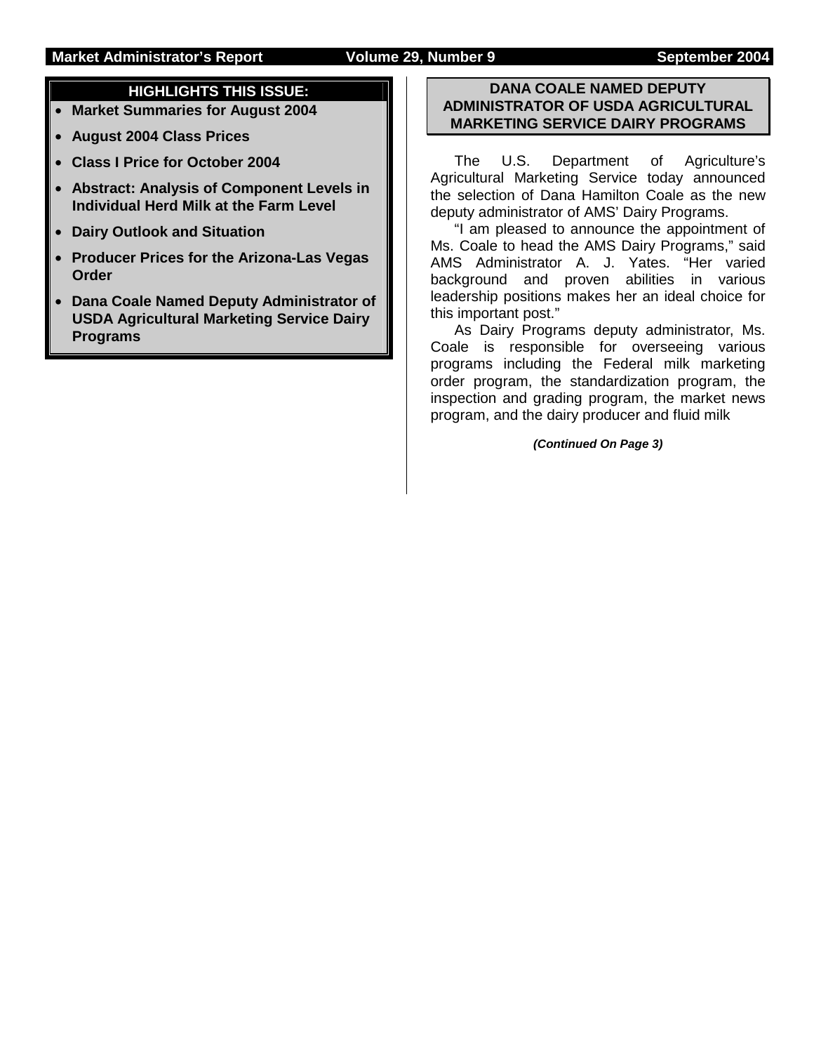## HIGHLIGHTS THIS ISSUE:

- **Market Summaries for August 2004**
- **August 2004 Class Prices**
- **Class I Price for October 2004**
- **Abstract: Analysis of Component Levels in Individual Herd Milk at the Farm Level**
- **Dairy Outlook and Situation**
- **Producer Prices for the Arizona-Las Vegas Order**
- **Dana Coale Named Deputy Administrator of USDA Agricultural Marketing Service Dairy Programs**

## DANA COALE NAMED DEPUTY ADMINISTRATOR OF USDA AGRICULTURAL MARKETING SERVICE DAIRY PROGRAMS

The U.S. Department of Agriculture's Agricultural Marketing Service today announced the selection of Dana Hamilton Coale as the new deputy administrator of AMS' Dairy Programs.

"I am pleased to announce the appointment of Ms. Coale to head the AMS Dairy Programs," said AMS Administrator A. J. Yates. "Her varied background and proven abilities in various leadership positions makes her an ideal choice for this important post."

As Dairy Programs deputy administrator, Ms. Coale is responsible for overseeing various programs including the Federal milk marketing order program, the standardization program, the inspection and grading program, the market news program, and the dairy producer and fluid milk

***(Continued On Page 3)***